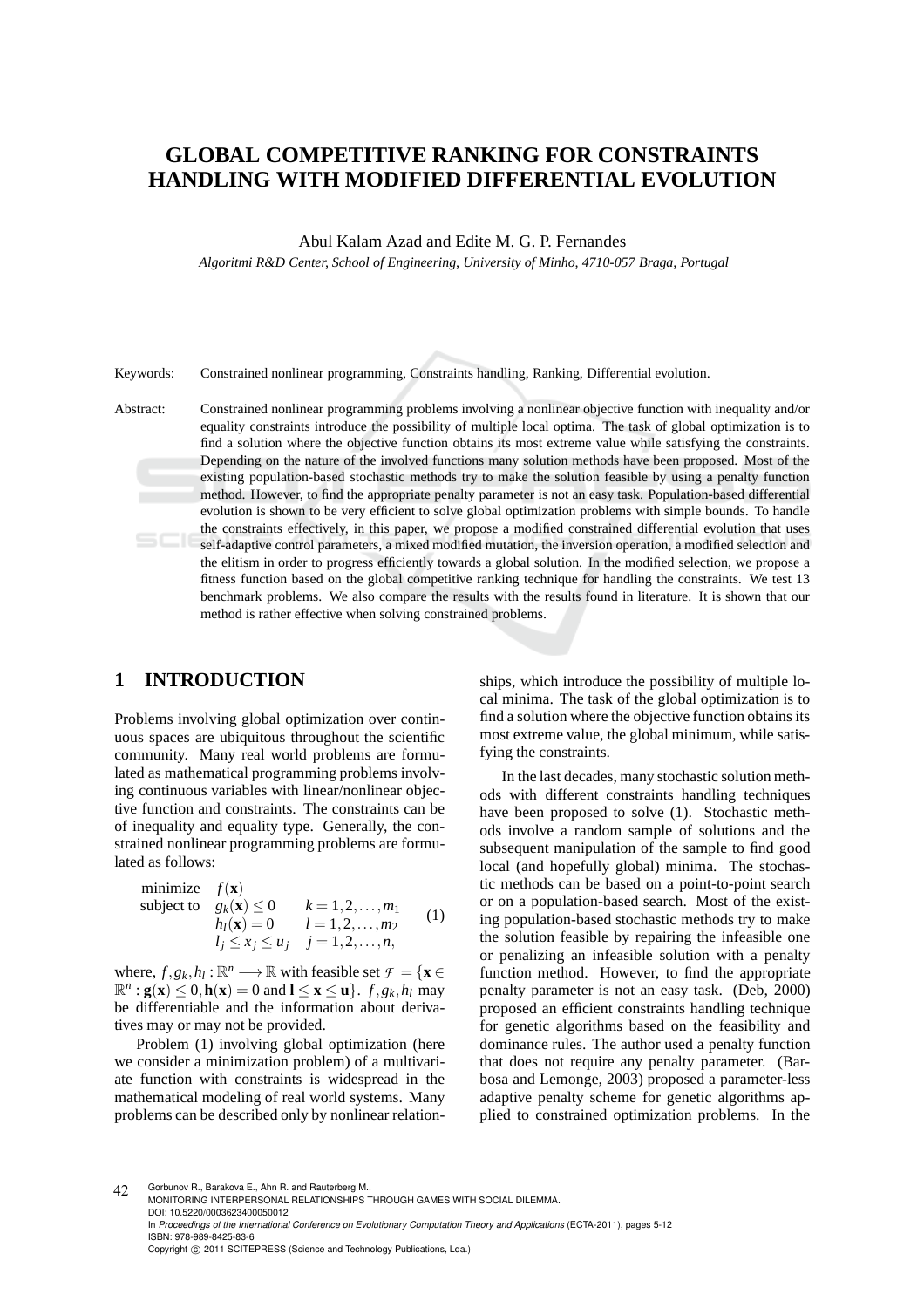# GLOBAL COMPETITIVE RANKING FOR CONSTRAINTS HANDLING WITH MODIFIED DIFFERENTIAL EVOLUTION

Abul Kalam Azad and Edite M. G. P. Fernandes

*Algoritmi R&D Center, School of Engineering, University of Minho, 4710-057 Braga, Portugal*

Keywords: Constrained nonlinear programming, Constraints handling, Ranking, Differential evolution.

Abstract: Constrained nonlinear programming problems involving a nonlinear objective function with inequality and/or equality constraints introduce the possibility of multiple local optima. The task of global optimization is to find a solution where the objective function obtains its most extreme value while satisfying the constraints. Depending on the nature of the involved functions many solution methods have been proposed. Most of the existing population-based stochastic methods try to make the solution feasible by using a penalty function method. However, to find the appropriate penalty parameter is not an easy task. Population-based differential evolution is shown to be very efficient to solve global optimization problems with simple bounds. To handle the constraints effectively, in this paper, we propose a modified constrained differential evolution that uses self-adaptive control parameters, a mixed modified mutation, the inversion operation, a modified selection and the elitism in order to progress efficiently towards a global solution. In the modified selection, we propose a fitness function based on the global competitive ranking technique for handling the constraints. We test 13 benchmark problems. We also compare the results with the results found in literature. It is shown that our method is rather effective when solving constrained problems.

## 1 INTRODUCTION

Problems involving global optimization over continuous spaces are ubiquitous throughout the scientific community. Many real world problems are formulated as mathematical programming problems involving continuous variables with linear/nonlinear objective function and constraints. The constraints can be of inequality and equality type. Generally, the constrained nonlinear programming problems are formulated as follows:

$$
\begin{array}{lll}
\text{minimize} & f(\mathbf{x}) & \\
\text{subject to} & g_k(\mathbf{x}) \le 0 & k = 1,2,\ldots,m_1 \\
 & h_l(\mathbf{x}) = 0 & l = 1,2,\ldots,m_2 \\
 & l_j \le x_j \le u_j & j = 1,2,\ldots,n,
\end{array}
\tag{1}
$$

where, $f, g_k, h_l : \mathbb{R}^n \longrightarrow \mathbb{R}$ with feasible set $\mathcal{F} = \{\mathbf{x} \in \mathbb{R}^n : \mathbf{g}(\mathbf{x}) \le 0, \mathbf{h}(\mathbf{x}) = 0 \text{ and } \mathbf{l} \le \mathbf{x} \le \mathbf{u}\}$. $f, g_k, h_l$ may be differentiable and the information about derivatives may or may not be provided.

Problem (1) involving global optimization (here we consider a minimization problem) of a multivariate function with constraints is widespread in the mathematical modeling of real world systems. Many problems can be described only by nonlinear relationships, which introduce the possibility of multiple local minima. The task of the global optimization is to find a solution where the objective function obtains its most extreme value, the global minimum, while satisfying the constraints.

In the last decades, many stochastic solution methods with different constraints handling techniques have been proposed to solve (1). Stochastic methods involve a random sample of solutions and the subsequent manipulation of the sample to find good local (and hopefully global) minima. The stochastic methods can be based on a point-to-point search or on a population-based search. Most of the existing population-based stochastic methods try to make the solution feasible by repairing the infeasible one or penalizing an infeasible solution with a penalty function method. However, to find the appropriate penalty parameter is not an easy task. (Deb, 2000) proposed an efficient constraints handling technique for genetic algorithms based on the feasibility and dominance rules. The author used a penalty function that does not require any penalty parameter. (Barbosa and Lemonge, 2003) proposed a parameter-less adaptive penalty scheme for genetic algorithms applied to constrained optimization problems. In the

Gorbunov R., Barakova E., Ahn R. and Rauterberg M..
MONITORING INTERPERSONAL RELATIONSHIPS THROUGH GAMES WITH SOCIAL DILEMMA.
DOI: 10.5220/0003623400050012
In *Proceedings of the International Conference on Evolutionary Computation Theory and Applications* (ECTA-2011), pages 5-12
ISBN: 978-989-8425-83-6
Copyright © 2011 SCITEPRESS (Science and Technology Publications, Lda.)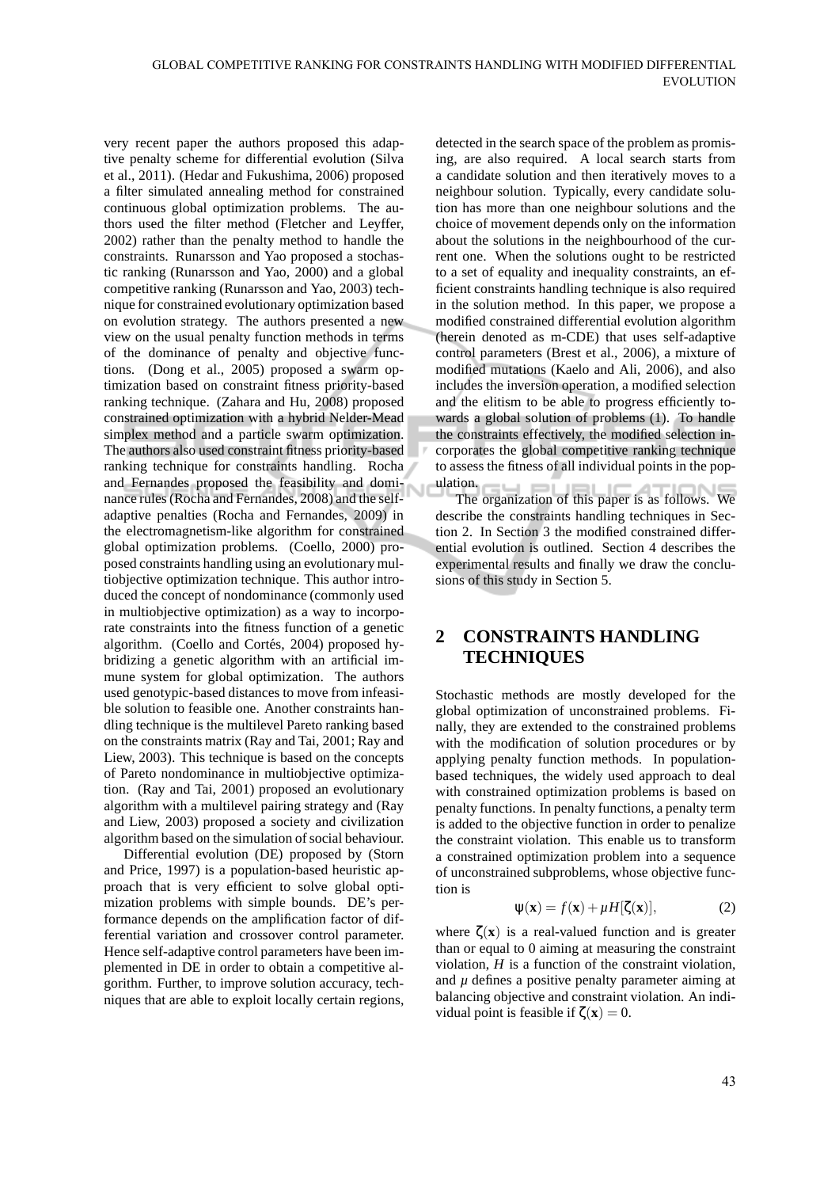very recent paper the authors proposed this adaptive penalty scheme for differential evolution (Silva et al., 2011). (Hedar and Fukushima, 2006) proposed a filter simulated annealing method for constrained continuous global optimization problems. The authors used the filter method (Fletcher and Leyffer, 2002) rather than the penalty method to handle the constraints. Runarsson and Yao proposed a stochastic ranking (Runarsson and Yao, 2000) and a global competitive ranking (Runarsson and Yao, 2003) technique for constrained evolutionary optimization based on evolution strategy. The authors presented a new view on the usual penalty function methods in terms of the dominance of penalty and objective functions. (Dong et al., 2005) proposed a swarm optimization based on constraint fitness priority-based ranking technique. (Zahara and Hu, 2008) proposed constrained optimization with a hybrid Nelder-Mead simplex method and a particle swarm optimization. The authors also used constraint fitness priority-based ranking technique for constraints handling. Rocha and Fernandes proposed the feasibility and dominance rules (Rocha and Fernandes, 2008) and the self-adaptive penalties (Rocha and Fernandes, 2009) in the electromagnetism-like algorithm for constrained global optimization problems. (Coello, 2000) proposed constraints handling using an evolutionary multiobjective optimization technique. This author introduced the concept of nondominance (commonly used in multiobjective optimization) as a way to incorporate constraints into the fitness function of a genetic algorithm. (Coello and Cortés, 2004) proposed hybridizing a genetic algorithm with an artificial immune system for global optimization. The authors used genotypic-based distances to move from infeasible solution to feasible one. Another constraints handling technique is the multilevel Pareto ranking based on the constraints matrix (Ray and Tai, 2001; Ray and Liew, 2003). This technique is based on the concepts of Pareto nondominance in multiobjective optimization. (Ray and Tai, 2001) proposed an evolutionary algorithm with a multilevel pairing strategy and (Ray and Liew, 2003) proposed a society and civilization algorithm based on the simulation of social behaviour.

Differential evolution (DE) proposed by (Storn and Price, 1997) is a population-based heuristic approach that is very efficient to solve global optimization problems with simple bounds. DE's performance depends on the amplification factor of differential variation and crossover control parameter. Hence self-adaptive control parameters have been implemented in DE in order to obtain a competitive algorithm. Further, to improve solution accuracy, techniques that are able to exploit locally certain regions, detected in the search space of the problem as promising, are also required. A local search starts from a candidate solution and then iteratively moves to a neighbour solution. Typically, every candidate solution has more than one neighbour solutions and the choice of movement depends only on the information about the solutions in the neighbourhood of the current one. When the solutions ought to be restricted to a set of equality and inequality constraints, an efficient constraints handling technique is also required in the solution method. In this paper, we propose a modified constrained differential evolution algorithm (herein denoted as m-CDE) that uses self-adaptive control parameters (Brest et al., 2006), a mixture of modified mutations (Kaelo and Ali, 2006), and also includes the inversion operation, a modified selection and the elitism to be able to progress efficiently towards a global solution of problems (1). To handle the constraints effectively, the modified selection incorporates the global competitive ranking technique to assess the fitness of all individual points in the population.

The organization of this paper is as follows. We describe the constraints handling techniques in Section 2. In Section 3 the modified constrained differential evolution is outlined. Section 4 describes the experimental results and finally we draw the conclusions of this study in Section 5.

## 2 CONSTRAINTS HANDLING TECHNIQUES

Stochastic methods are mostly developed for the global optimization of unconstrained problems. Finally, they are extended to the constrained problems with the modification of solution procedures or by applying penalty function methods. In population-based techniques, the widely used approach to deal with constrained optimization problems is based on penalty functions. In penalty functions, a penalty term is added to the objective function in order to penalize the constraint violation. This enable us to transform a constrained optimization problem into a sequence of unconstrained subproblems, whose objective function is

$$\psi(\mathbf{x}) = f(\mathbf{x}) + \mu H[\zeta(\mathbf{x})], \tag{2}$$

where $\zeta(\mathbf{x})$ is a real-valued function and is greater than or equal to 0 aiming at measuring the constraint violation, $H$ is a function of the constraint violation, and $\mu$ defines a positive penalty parameter aiming at balancing objective and constraint violation. An individual point is feasible if $\zeta(\mathbf{x}) = 0$.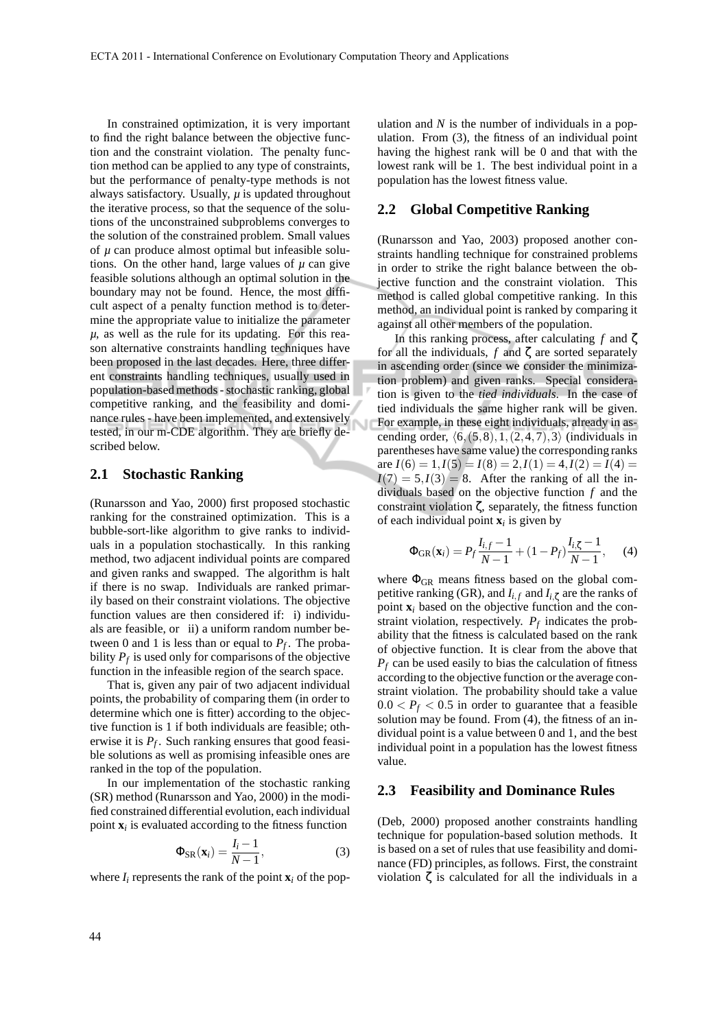In constrained optimization, it is very important to find the right balance between the objective function and the constraint violation. The penalty function method can be applied to any type of constraints, but the performance of penalty-type methods is not always satisfactory. Usually, $\mu$ is updated throughout the iterative process, so that the sequence of the solutions of the unconstrained subproblems converges to the solution of the constrained problem. Small values of $\mu$ can produce almost optimal but infeasible solutions. On the other hand, large values of $\mu$ can give feasible solutions although an optimal solution in the boundary may not be found. Hence, the most difficult aspect of a penalty function method is to determine the appropriate value to initialize the parameter $\mu$, as well as the rule for its updating. For this reason alternative constraints handling techniques have been proposed in the last decades. Here, three different constraints handling techniques, usually used in population-based methods - stochastic ranking, global competitive ranking, and the feasibility and dominance rules - have been implemented, and extensively tested, in our m-CDE algorithm. They are briefly described below.

## 2.1 Stochastic Ranking

(Runarsson and Yao, 2000) first proposed stochastic ranking for the constrained optimization. This is a bubble-sort-like algorithm to give ranks to individuals in a population stochastically. In this ranking method, two adjacent individual points are compared and given ranks and swapped. The algorithm is halt if there is no swap. Individuals are ranked primarily based on their constraint violations. The objective function values are then considered if: i) individuals are feasible, or ii) a uniform random number between 0 and 1 is less than or equal to $P_f$. The probability $P_f$ is used only for comparisons of the objective function in the infeasible region of the search space.

That is, given any pair of two adjacent individual points, the probability of comparing them (in order to determine which one is fitter) according to the objective function is 1 if both individuals are feasible; otherwise it is $P_f$. Such ranking ensures that good feasible solutions as well as promising infeasible ones are ranked in the top of the population.

In our implementation of the stochastic ranking (SR) method (Runarsson and Yao, 2000) in the modified constrained differential evolution, each individual point $\mathbf{x}_i$ is evaluated according to the fitness function

$$\Phi_{\text{SR}}(\mathbf{x}_i) = \frac{I_i - 1}{N - 1}, \tag{3}$$

where $I_i$ represents the rank of the point $\mathbf{x}_i$ of the population and $N$ is the number of individuals in a population. From (3), the fitness of an individual point having the highest rank will be 0 and that with the lowest rank will be 1. The best individual point in a population has the lowest fitness value.

## 2.2 Global Competitive Ranking

(Runarsson and Yao, 2003) proposed another constraints handling technique for constrained problems in order to strike the right balance between the objective function and the constraint violation. This method is called global competitive ranking. In this method, an individual point is ranked by comparing it against all other members of the population.

In this ranking process, after calculating $f$ and $\zeta$ for all the individuals, $f$ and $\zeta$ are sorted separately in ascending order (since we consider the minimization problem) and given ranks. Special consideration is given to the *tied individuals*. In the case of tied individuals the same higher rank will be given. For example, in these eight individuals, already in ascending order, $\langle 6,(5,8),1,(2,4,7),3\rangle$ (individuals in parentheses have same value) the corresponding ranks are $I(6) = 1, I(5) = I(8) = 2, I(1) = 4, I(2) = I(4) = I(7) = 5, I(3) = 8$. After the ranking of all the individuals based on the objective function $f$ and the constraint violation $\zeta$, separately, the fitness function of each individual point $\mathbf{x}_i$ is given by

$$\Phi_{\text{GR}}(\mathbf{x}_i) = P_f \frac{I_{i,f} - 1}{N - 1} + (1 - P_f)\frac{I_{i,\zeta} - 1}{N - 1}, \tag{4}$$

where $\Phi_{\text{GR}}$ means fitness based on the global competitive ranking (GR), and $I_{i,f}$ and $I_{i,\zeta}$ are the ranks of point $\mathbf{x}_i$ based on the objective function and the constraint violation, respectively. $P_f$ indicates the probability that the fitness is calculated based on the rank of objective function. It is clear from the above that $P_f$ can be used easily to bias the calculation of fitness according to the objective function or the average constraint violation. The probability should take a value $0.0 < P_f < 0.5$ in order to guarantee that a feasible solution may be found. From (4), the fitness of an individual point is a value between 0 and 1, and the best individual point in a population has the lowest fitness value.

## 2.3 Feasibility and Dominance Rules

(Deb, 2000) proposed another constraints handling technique for population-based solution methods. It is based on a set of rules that use feasibility and dominance (FD) principles, as follows. First, the constraint violation $\zeta$ is calculated for all the individuals in a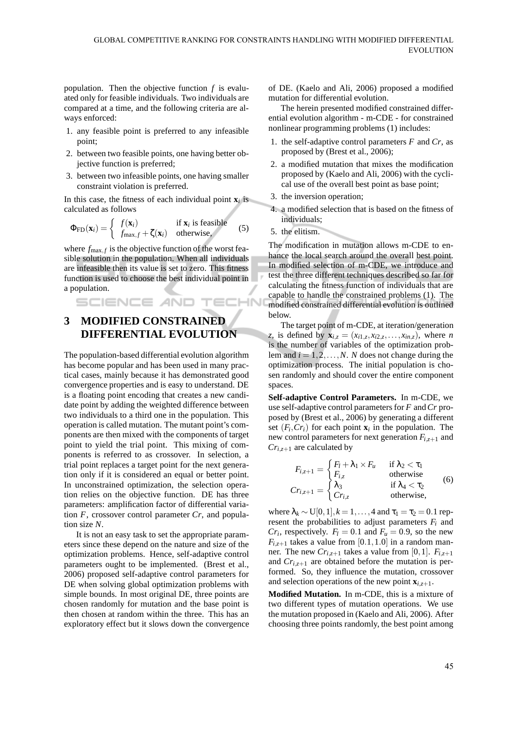population. Then the objective function $f$ is evaluated only for feasible individuals. Two individuals are compared at a time, and the following criteria are always enforced:

1. any feasible point is preferred to any infeasible point;
2. between two feasible points, one having better objective function is preferred;
3. between two infeasible points, one having smaller constraint violation is preferred.

In this case, the fitness of each individual point $\mathbf{x}_i$ is calculated as follows

$$\Phi_{\mathrm{FD}}(\mathbf{x}_i) = \begin{cases} f(\mathbf{x}_i) & \text{if } \mathbf{x}_i \text{ is feasible} \\ f_{\max,f} + \zeta(\mathbf{x}_i) & \text{otherwise,} \end{cases} \tag{5}$$

where $f_{\max,f}$ is the objective function of the worst feasible solution in the population. When all individuals are infeasible then its value is set to zero. This fitness function is used to choose the best individual point in a population.

## 3 MODIFIED CONSTRAINED DIFFERENTIAL EVOLUTION

The population-based differential evolution algorithm has become popular and has been used in many practical cases, mainly because it has demonstrated good convergence properties and is easy to understand. DE is a floating point encoding that creates a new candidate point by adding the weighted difference between two individuals to a third one in the population. This operation is called mutation. The mutant point's components are then mixed with the components of target point to yield the trial point. This mixing of components is referred to as crossover. In selection, a trial point replaces a target point for the next generation only if it is considered an equal or better point. In unconstrained optimization, the selection operation relies on the objective function. DE has three parameters: amplification factor of differential variation $F$, crossover control parameter $Cr$, and population size $N$.

It is not an easy task to set the appropriate parameters since these depend on the nature and size of the optimization problems. Hence, self-adaptive control parameters ought to be implemented. (Brest et al., 2006) proposed self-adaptive control parameters for DE when solving global optimization problems with simple bounds. In most original DE, three points are chosen randomly for mutation and the base point is then chosen at random within the three. This has an exploratory effect but it slows down the convergence of DE. (Kaelo and Ali, 2006) proposed a modified mutation for differential evolution.

The herein presented modified constrained differential evolution algorithm - m-CDE - for constrained nonlinear programming problems (1) includes:

1. the self-adaptive control parameters $F$ and $Cr$, as proposed by (Brest et al., 2006);
2. a modified mutation that mixes the modification proposed by (Kaelo and Ali, 2006) with the cyclical use of the overall best point as base point;
3. the inversion operation;
4. a modified selection that is based on the fitness of individuals;
5. the elitism.

The modification in mutation allows m-CDE to enhance the local search around the overall best point. In modified selection of m-CDE, we introduce and test the three different techniques described so far for calculating the fitness function of individuals that are capable to handle the constrained problems (1). The modified constrained differential evolution is outlined below.

The target point of m-CDE, at iteration/generation $z$, is defined by $\mathbf{x}_{i,z} = (x_{i1,z}, x_{i2,z}, \ldots, x_{in,z})$, where $n$ is the number of variables of the optimization problem and $i = 1, 2, \ldots, N$. $N$ does not change during the optimization process. The initial population is chosen randomly and should cover the entire component spaces.

**Self-adaptive Control Parameters.** In m-CDE, we use self-adaptive control parameters for $F$ and $Cr$ proposed by (Brest et al., 2006) by generating a different set $(F_i, Cr_i)$ for each point $\mathbf{x}_i$ in the population. The new control parameters for next generation $F_{i,z+1}$ and $Cr_{i,z+1}$ are calculated by

$$\begin{aligned} F_{i,z+1} &= \begin{cases} F_l + \lambda_1 \times F_u & \text{if } \lambda_2 < \tau_1 \\ F_{i,z} & \text{otherwise} \end{cases} \\ Cr_{i,z+1} &= \begin{cases} \lambda_3 & \text{if } \lambda_4 < \tau_2 \\ Cr_{i,z} & \text{otherwise,} \end{cases} \end{aligned} \tag{6}$$

where $\lambda_k \sim \mathrm{U}[0,1], k = 1, \ldots, 4$ and $\tau_1 = \tau_2 = 0.1$ represent the probabilities to adjust parameters $F_i$ and $Cr_i$, respectively. $F_l = 0.1$ and $F_u = 0.9$, so the new $F_{i,z+1}$ takes a value from $[0.1, 1.0]$ in a random manner. The new $Cr_{i,z+1}$ takes a value from $[0,1]$. $F_{i,z+1}$ and $Cr_{i,z+1}$ are obtained before the mutation is performed. So, they influence the mutation, crossover and selection operations of the new point $\mathbf{x}_{i,z+1}$.

**Modified Mutation.** In m-CDE, this is a mixture of two different types of mutation operations. We use the mutation proposed in (Kaelo and Ali, 2006). After choosing three points randomly, the best point among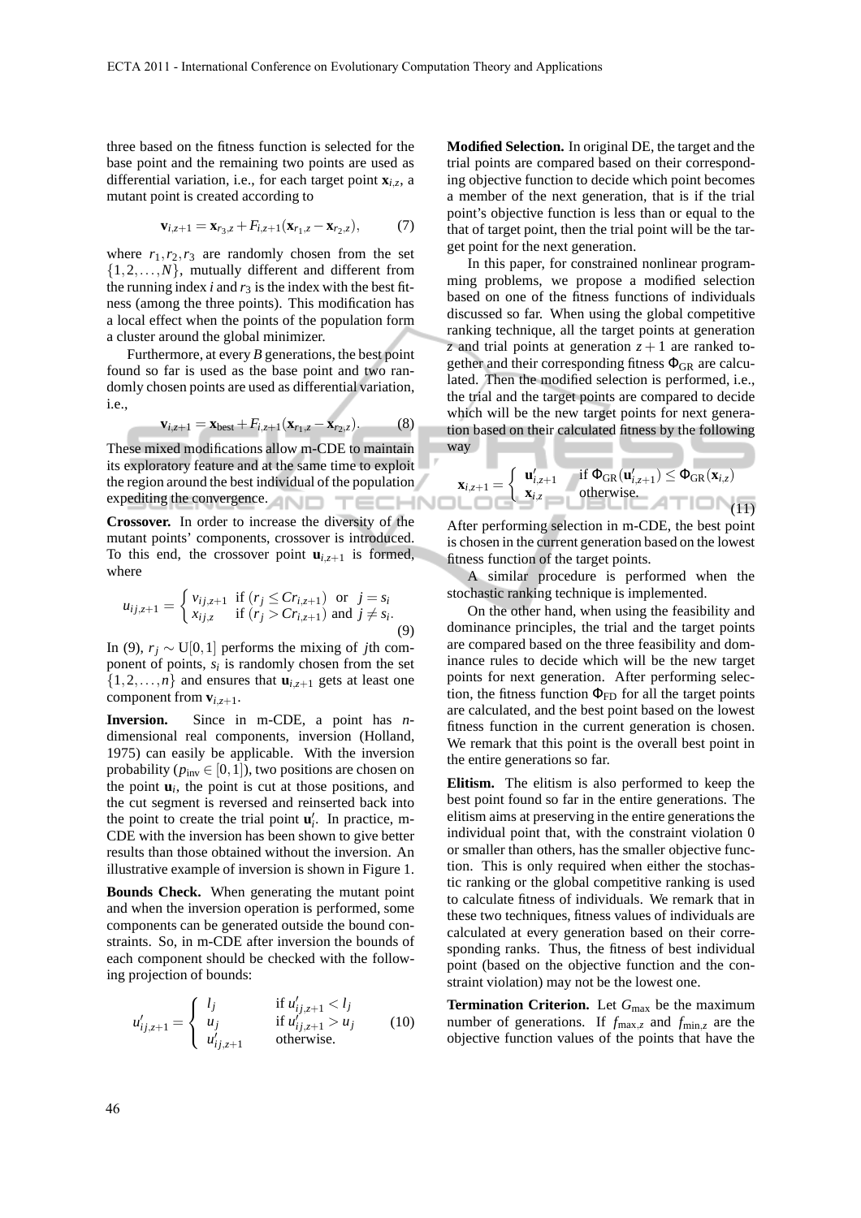three based on the fitness function is selected for the base point and the remaining two points are used as differential variation, i.e., for each target point $\mathbf{x}_{i,z}$, a mutant point is created according to

$$\mathbf{v}_{i,z+1} = \mathbf{x}_{r_3,z} + F_{i,z+1}(\mathbf{x}_{r_1,z} - \mathbf{x}_{r_2,z}), \tag{7}$$

where $r_1, r_2, r_3$ are randomly chosen from the set $\{1, 2, \ldots, N\}$, mutually different and different from the running index $i$ and $r_3$ is the index with the best fitness (among the three points). This modification has a local effect when the points of the population form a cluster around the global minimizer.

Furthermore, at every $B$ generations, the best point found so far is used as the base point and two randomly chosen points are used as differential variation, i.e.,

$$\mathbf{v}_{i,z+1} = \mathbf{x}_{\text{best}} + F_{i,z+1}(\mathbf{x}_{r_1,z} - \mathbf{x}_{r_2,z}). \tag{8}$$

These mixed modifications allow m-CDE to maintain its exploratory feature and at the same time to exploit the region around the best individual of the population expediting the convergence.

**Crossover.** In order to increase the diversity of the mutant points' components, crossover is introduced. To this end, the crossover point $\mathbf{u}_{i,z+1}$ is formed, where

$$u_{ij,z+1} = \begin{cases} v_{ij,z+1} & \text{if } (r_j \leq Cr_{i,z+1}) \text{ or } j = s_i \\ x_{ij,z} & \text{if } (r_j > Cr_{i,z+1}) \text{ and } j \neq s_i. \end{cases} \tag{9}$$

In (9), $r_j \sim U[0,1]$ performs the mixing of $j$th component of points, $s_i$ is randomly chosen from the set $\{1, 2, \ldots, n\}$ and ensures that $\mathbf{u}_{i,z+1}$ gets at least one component from $\mathbf{v}_{i,z+1}$.

**Inversion.** Since in m-CDE, a point has $n$-dimensional real components, inversion (Holland, 1975) can easily be applicable. With the inversion probability ($p_{\text{inv}} \in [0,1]$), two positions are chosen on the point $\mathbf{u}_i$, the point is cut at those positions, and the cut segment is reversed and reinserted back into the point to create the trial point $\mathbf{u}'_i$. In practice, m-CDE with the inversion has been shown to give better results than those obtained without the inversion. An illustrative example of inversion is shown in Figure 1.

**Bounds Check.** When generating the mutant point and when the inversion operation is performed, some components can be generated outside the bound constraints. So, in m-CDE after inversion the bounds of each component should be checked with the following projection of bounds:

$$u'_{ij,z+1} = \begin{cases} l_j & \text{if } u'_{ij,z+1} < l_j \\ u_j & \text{if } u'_{ij,z+1} > u_j \\ u'_{ij,z+1} & \text{otherwise.} \end{cases} \tag{10}$$

**Modified Selection.** In original DE, the target and the trial points are compared based on their corresponding objective function to decide which point becomes a member of the next generation, that is if the trial point's objective function is less than or equal to the that of target point, then the trial point will be the target point for the next generation.

In this paper, for constrained nonlinear programming problems, we propose a modified selection based on one of the fitness functions of individuals discussed so far. When using the global competitive ranking technique, all the target points at generation $z$ and trial points at generation $z+1$ are ranked together and their corresponding fitness $\Phi_{\text{GR}}$ are calculated. Then the modified selection is performed, i.e., the trial and the target points are compared to decide which will be the new target points for next generation based on their calculated fitness by the following way

$$\mathbf{x}_{i,z+1} = \begin{cases} \mathbf{u}'_{i,z+1} & \text{if } \Phi_{\text{GR}}(\mathbf{u}'_{i,z+1}) \leq \Phi_{\text{GR}}(\mathbf{x}_{i,z}) \\ \mathbf{x}_{i,z} & \text{otherwise.} \end{cases} \tag{11}$$

After performing selection in m-CDE, the best point is chosen in the current generation based on the lowest fitness function of the target points.

A similar procedure is performed when the stochastic ranking technique is implemented.

On the other hand, when using the feasibility and dominance principles, the trial and the target points are compared based on the three feasibility and dominance rules to decide which will be the new target points for next generation. After performing selection, the fitness function $\Phi_{\text{FD}}$ for all the target points are calculated, and the best point based on the lowest fitness function in the current generation is chosen. We remark that this point is the overall best point in the entire generations so far.

**Elitism.** The elitism is also performed to keep the best point found so far in the entire generations. The elitism aims at preserving in the entire generations the individual point that, with the constraint violation 0 or smaller than others, has the smaller objective function. This is only required when either the stochastic ranking or the global competitive ranking is used to calculate fitness of individuals. We remark that in these two techniques, fitness values of individuals are calculated at every generation based on their corresponding ranks. Thus, the fitness of best individual point (based on the objective function and the constraint violation) may not be the lowest one.

**Termination Criterion.** Let $G_{\max}$ be the maximum number of generations. If $f_{\max,z}$ and $f_{\min,z}$ are the objective function values of the points that have the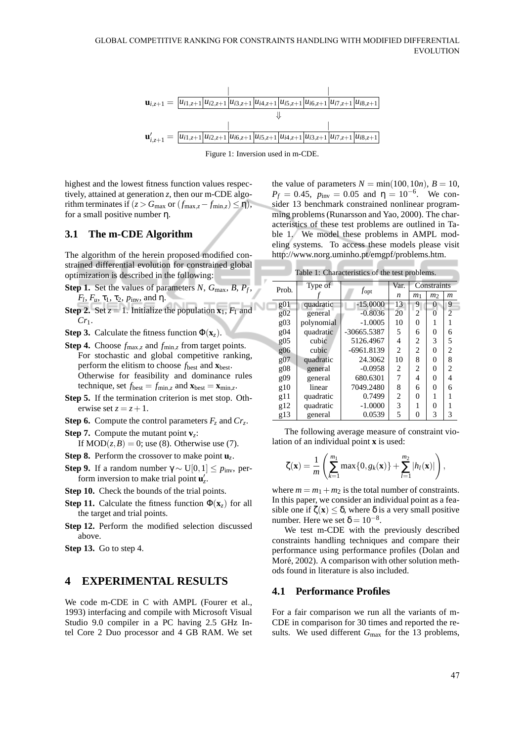$$\mathbf{u}_{i,z+1} = \boxed{u_{i1,z+1} \,|\, u_{i2,z+1} \,|\, u_{i3,z+1} \,|\, u_{i4,z+1} \,|\, u_{i5,z+1} \,|\, u_{i6,z+1} \,|\, u_{i7,z+1} \,|\, u_{i8,z+1}}$$

$$\Downarrow$$

$$\mathbf{u}'_{i,z+1} = \boxed{u_{i1,z+1} \,|\, u_{i2,z+1} \,|\, u_{i6,z+1} \,|\, u_{i5,z+1} \,|\, u_{i4,z+1} \,|\, u_{i3,z+1} \,|\, u_{i7,z+1} \,|\, u_{i8,z+1}}$$

Figure 1: Inversion used in m-CDE.

highest and the lowest fitness function values respectively, attained at generation $z$, then our m-CDE algorithm terminates if $(z > G_{\max}$ or $(f_{\max,z} - f_{\min,z}) \leq \eta)$, for a small positive number $\eta$.

### 3.1 The m-CDE Algorithm

The algorithm of the herein proposed modified constrained differential evolution for constrained global optimization is described in the following:

**Step 1.** Set the values of parameters $N$, $G_{\max}$, $B$, $P_f$, $F_l$, $F_u$, $\tau_1$, $\tau_2$, $p_{\text{inv}}$, and $\eta$.

**Step 2.** Set $z = 1$. Initialize the population $\mathbf{x}_1$, $F_1$ and $Cr_1$.

**Step 3.** Calculate the fitness function $\Phi(\mathbf{x}_z)$.

**Step 4.** Choose $f_{\max,z}$ and $f_{\min,z}$ from target points. For stochastic and global competitive ranking, perform the elitism to choose $f_{\text{best}}$ and $\mathbf{x}_{\text{best}}$. Otherwise for feasibility and dominance rules technique, set $f_{\text{best}} = f_{\min,z}$ and $\mathbf{x}_{\text{best}} = \mathbf{x}_{\min,z}$.

**Step 5.** If the termination criterion is met stop. Otherwise set $z = z + 1$.

**Step 6.** Compute the control parameters $F_z$ and $Cr_z$.

**Step 7.** Compute the mutant point $\mathbf{v}_z$: If $\text{MOD}(z, B) = 0$; use (8). Otherwise use (7).

**Step 8.** Perform the crossover to make point $\mathbf{u}_z$.

**Step 9.** If a random number $\gamma \sim \text{U}[0,1] \leq p_{\text{inv}}$, perform inversion to make trial point $\mathbf{u}'_z$.

**Step 10.** Check the bounds of the trial points.

**Step 11.** Calculate the fitness function $\Phi(\mathbf{x}_z)$ for all the target and trial points.

**Step 12.** Perform the modified selection discussed above.

**Step 13.** Go to step 4.

## 4 EXPERIMENTAL RESULTS

We code m-CDE in C with AMPL (Fourer et al., 1993) interfacing and compile with Microsoft Visual Studio 9.0 compiler in a PC having 2.5 GHz Intel Core 2 Duo processor and 4 GB RAM. We set the value of parameters $N = \min(100, 10n)$, $B = 10$, $P_f = 0.45$, $p_{\text{inv}} = 0.05$ and $\eta = 10^{-6}$. We consider 13 benchmark constrained nonlinear programming problems (Runarsson and Yao, 2000). The characteristics of these test problems are outlined in Table 1. We model these problems in AMPL modeling systems. To access these models please visit http://www.norg.uminho.pt/emgpf/problems.htm.

Table 1: Characteristics of the test problems.

| Prob. | Type of $f$ | $f_{\text{opt}}$ | Var. $n$ | Constraints $m_1$ | $m_2$ | $m$ |
|---|---|---|---|---|---|---|
| g01 | quadratic | -15.0000 | 13 | 9 | 0 | 9 |
| g02 | general | -0.8036 | 20 | 2 | 0 | 2 |
| g03 | polynomial | -1.0005 | 10 | 0 | 1 | 1 |
| g04 | quadratic | -30665.5387 | 5 | 6 | 0 | 6 |
| g05 | cubic | 5126.4967 | 4 | 2 | 3 | 5 |
| g06 | cubic | -6961.8139 | 2 | 2 | 0 | 2 |
| g07 | quadratic | 24.3062 | 10 | 8 | 0 | 8 |
| g08 | general | -0.0958 | 2 | 2 | 0 | 2 |
| g09 | general | 680.6301 | 7 | 4 | 0 | 4 |
| g10 | linear | 7049.2480 | 8 | 6 | 0 | 6 |
| g11 | quadratic | 0.7499 | 2 | 0 | 1 | 1 |
| g12 | quadratic | -1.0000 | 3 | 1 | 0 | 1 |
| g13 | general | 0.0539 | 5 | 0 | 3 | 3 |

The following average measure of constraint violation of an individual point $\mathbf{x}$ is used:

$$\zeta(\mathbf{x}) = \frac{1}{m}\left(\sum_{k=1}^{m_1} \max\{0, g_k(\mathbf{x})\} + \sum_{l=1}^{m_2} |h_l(\mathbf{x})|\right),$$

where $m = m_1 + m_2$ is the total number of constraints. In this paper, we consider an individual point as a feasible one if $\zeta(\mathbf{x}) \leq \delta$, where $\delta$ is a very small positive number. Here we set $\delta = 10^{-8}$.

We test m-CDE with the previously described constraints handling techniques and compare their performance using performance profiles (Dolan and Moré, 2002). A comparison with other solution methods found in literature is also included.

### 4.1 Performance Profiles

For a fair comparison we run all the variants of m-CDE in comparison for 30 times and reported the results. We used different $G_{\max}$ for the 13 problems,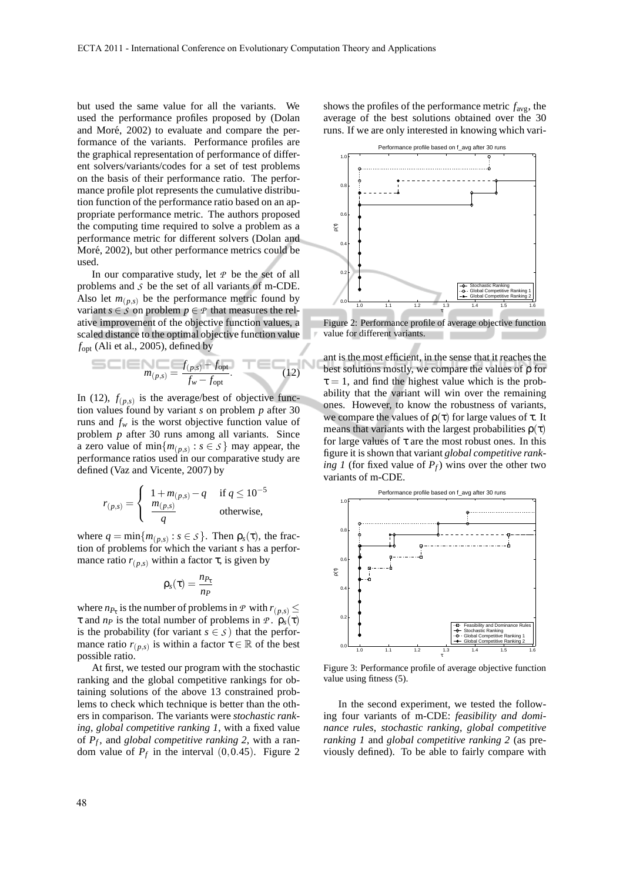but used the same value for all the variants. We used the performance profiles proposed by (Dolan and Moré, 2002) to evaluate and compare the performance of the variants. Performance profiles are the graphical representation of performance of different solvers/variants/codes for a set of test problems on the basis of their performance ratio. The performance profile plot represents the cumulative distribution function of the performance ratio based on an appropriate performance metric. The authors proposed the computing time required to solve a problem as a performance metric for different solvers (Dolan and Moré, 2002), but other performance metrics could be used.

In our comparative study, let $\mathcal{P}$ be the set of all problems and $\mathcal{S}$ be the set of all variants of m-CDE. Also let $m_{(p,s)}$ be the performance metric found by variant $s \in \mathcal{S}$ on problem $p \in \mathcal{P}$ that measures the relative improvement of the objective function values, a scaled distance to the optimal objective function value $f_{\text{opt}}$ (Ali et al., 2005), defined by

$$m_{(p,s)} = \frac{f_{(p,s)} - f_{\text{opt}}}{f_w - f_{\text{opt}}}. \quad (12)$$

In (12), $f_{(p,s)}$ is the average/best of objective function values found by variant $s$ on problem $p$ after 30 runs and $f_w$ is the worst objective function value of problem $p$ after 30 runs among all variants. Since a zero value of $\min\{m_{(p,s)} : s \in \mathcal{S}\}$ may appear, the performance ratios used in our comparative study are defined (Vaz and Vicente, 2007) by

$$r_{(p,s)} = \begin{cases} 1 + m_{(p,s)} - q & \text{if } q \leq 10^{-5} \\ \dfrac{m_{(p,s)}}{q} & \text{otherwise,} \end{cases}$$

where $q = \min\{m_{(p,s)} : s \in \mathcal{S}\}$. Then $\rho_s(\tau)$, the fraction of problems for which the variant $s$ has a performance ratio $r_{(p,s)}$ within a factor $\tau$, is given by

$$\rho_s(\tau) = \frac{n_{P_\tau}}{n_P}$$

where $n_{P_\tau}$ is the number of problems in $\mathcal{P}$ with $r_{(p,s)} \leq \tau$ and $n_P$ is the total number of problems in $\mathcal{P}$. $\rho_s(\tau)$ is the probability (for variant $s \in \mathcal{S}$) that the performance ratio $r_{(p,s)}$ is within a factor $\tau \in \mathbb{R}$ of the best possible ratio.

At first, we tested our program with the stochastic ranking and the global competitive rankings for obtaining solutions of the above 13 constrained problems to check which technique is better than the others in comparison. The variants were *stochastic ranking*, *global competitive ranking 1*, with a fixed value of $P_f$, and *global competitive ranking 2*, with a random value of $P_f$ in the interval $(0, 0.45)$. Figure 2 shows the profiles of the performance metric $f_{\text{avg}}$, the average of the best solutions obtained over the 30 runs. If we are only interested in knowing which variant is the most efficient, in the sense that it reaches the best solutions mostly, we compare the values of $\rho$ for $\tau = 1$, and find the highest value which is the probability that the variant will win over the remaining ones. However, to know the robustness of variants, we compare the values of $\rho(\tau)$ for large values of $\tau$. It means that variants with the largest probabilities $\rho(\tau)$ for large values of $\tau$ are the most robust ones. In this figure it is shown that variant *global competitive ranking 1* (for fixed value of $P_f$) wins over the other two variants of m-CDE.

Performance profile based on f_avg after 30 runs

Stochastic Ranking
Global Competitive Ranking 1
Global Competitive Ranking 2

Figure 2: Performance profile of average objective function value for different variants.

Performance profile based on f_avg after 30 runs

Feasibility and Dominance Rules
Stochastic Ranking
Global Competitive Ranking 1
Global Competitive Ranking 2

Figure 3: Performance profile of average objective function value using fitness (5).

In the second experiment, we tested the following four variants of m-CDE: *feasibility and dominance rules*, *stochastic ranking*, *global competitive ranking 1* and *global competitive ranking 2* (as previously defined). To be able to fairly compare with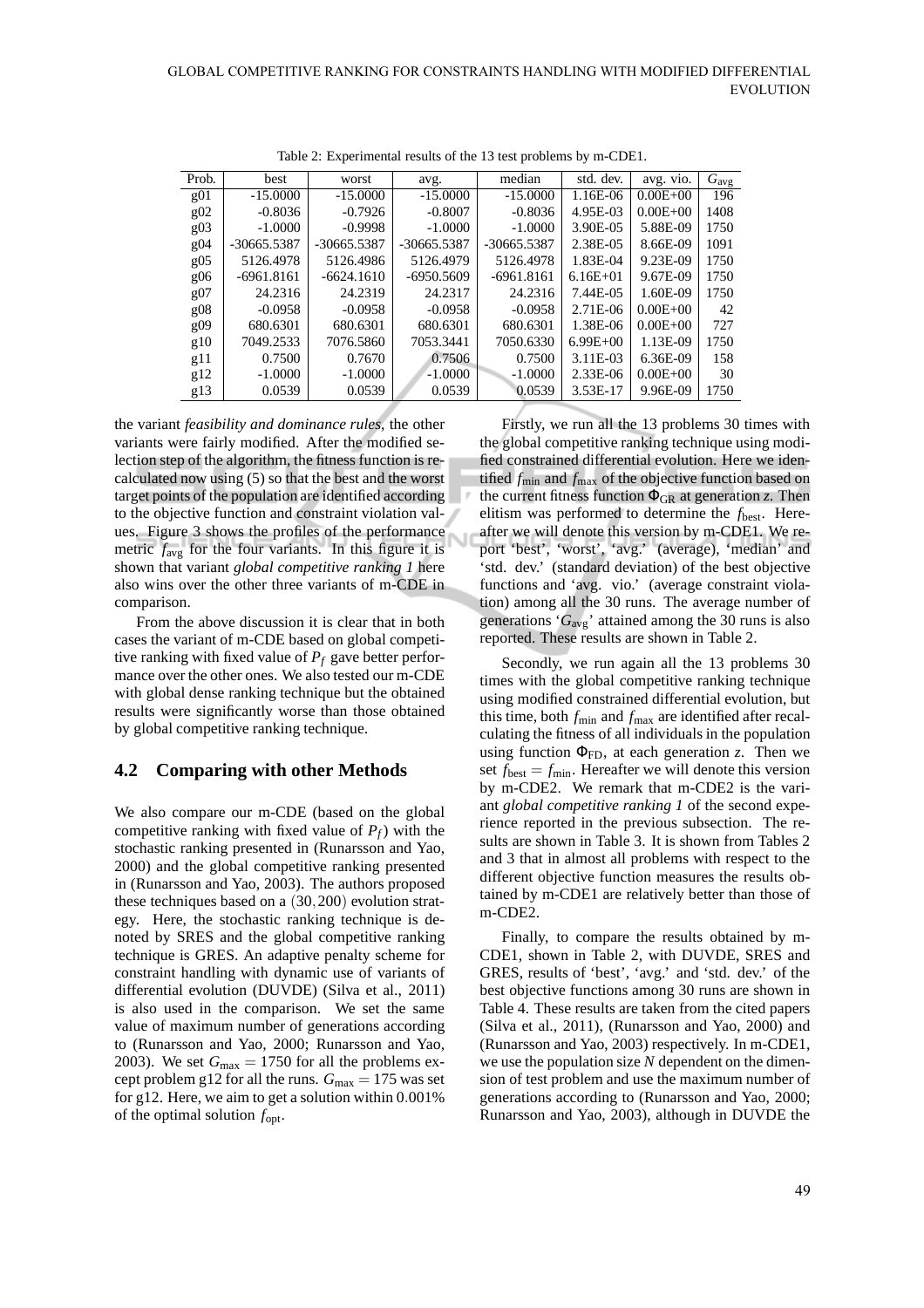Table 2: Experimental results of the 13 test problems by m-CDE1.

| Prob. | best | worst | avg. | median | std. dev. | avg. vio. | $G_{\text{avg}}$ |
|---|---|---|---|---|---|---|---|
| g01 | -15.0000 | -15.0000 | -15.0000 | -15.0000 | 1.16E-06 | 0.00E+00 | 196 |
| g02 | -0.8036 | -0.7926 | -0.8007 | -0.8036 | 4.95E-03 | 0.00E+00 | 1408 |
| g03 | -1.0000 | -0.9998 | -1.0000 | -1.0000 | 3.90E-05 | 5.88E-09 | 1750 |
| g04 | -30665.5387 | -30665.5387 | -30665.5387 | -30665.5387 | 2.38E-05 | 8.66E-09 | 1091 |
| g05 | 5126.4978 | 5126.4986 | 5126.4979 | 5126.4978 | 1.83E-04 | 9.23E-09 | 1750 |
| g06 | -6961.8161 | -6624.1610 | -6950.5609 | -6961.8161 | 6.16E+01 | 9.67E-09 | 1750 |
| g07 | 24.2316 | 24.2319 | 24.2317 | 24.2316 | 7.44E-05 | 1.60E-09 | 1750 |
| g08 | -0.0958 | -0.0958 | -0.0958 | -0.0958 | 2.71E-06 | 0.00E+00 | 42 |
| g09 | 680.6301 | 680.6301 | 680.6301 | 680.6301 | 1.38E-06 | 0.00E+00 | 727 |
| g10 | 7049.2533 | 7076.5860 | 7053.3441 | 7050.6330 | 6.99E+00 | 1.13E-09 | 1750 |
| g11 | 0.7500 | 0.7670 | 0.7506 | 0.7500 | 3.11E-03 | 6.36E-09 | 158 |
| g12 | -1.0000 | -1.0000 | -1.0000 | -1.0000 | 2.33E-06 | 0.00E+00 | 30 |
| g13 | 0.0539 | 0.0539 | 0.0539 | 0.0539 | 3.53E-17 | 9.96E-09 | 1750 |

the variant *feasibility and dominance rules*, the other variants were fairly modified. After the modified selection step of the algorithm, the fitness function is recalculated now using (5) so that the best and the worst target points of the population are identified according to the objective function and constraint violation values. Figure 3 shows the profiles of the performance metric $f_{\text{avg}}$ for the four variants. In this figure it is shown that variant *global competitive ranking 1* here also wins over the other three variants of m-CDE in comparison.

From the above discussion it is clear that in both cases the variant of m-CDE based on global competitive ranking with fixed value of $P_f$ gave better performance over the other ones. We also tested our m-CDE with global dense ranking technique but the obtained results were significantly worse than those obtained by global competitive ranking technique.

### 4.2 Comparing with other Methods

We also compare our m-CDE (based on the global competitive ranking with fixed value of $P_f$) with the stochastic ranking presented in (Runarsson and Yao, 2000) and the global competitive ranking presented in (Runarsson and Yao, 2003). The authors proposed these techniques based on a $(30,200)$ evolution strategy. Here, the stochastic ranking technique is denoted by SRES and the global competitive ranking technique is GRES. An adaptive penalty scheme for constraint handling with dynamic use of variants of differential evolution (DUVDE) (Silva et al., 2011) is also used in the comparison. We set the same value of maximum number of generations according to (Runarsson and Yao, 2000; Runarsson and Yao, 2003). We set $G_{\max} = 1750$ for all the problems except problem g12 for all the runs. $G_{\max} = 175$ was set for g12. Here, we aim to get a solution within 0.001% of the optimal solution $f_{\text{opt}}$.

Firstly, we run all the 13 problems 30 times with the global competitive ranking technique using modified constrained differential evolution. Here we identified $f_{\min}$ and $f_{\max}$ of the objective function based on the current fitness function $\Phi_{\text{GR}}$ at generation $z$. Then elitism was performed to determine the $f_{\text{best}}$. Hereafter we will denote this version by m-CDE1. We report 'best', 'worst', 'avg.' (average), 'median' and 'std. dev.' (standard deviation) of the best objective functions and 'avg. vio.' (average constraint violation) among all the 30 runs. The average number of generations '$G_{\text{avg}}$' attained among the 30 runs is also reported. These results are shown in Table 2.

Secondly, we run again all the 13 problems 30 times with the global competitive ranking technique using modified constrained differential evolution, but this time, both $f_{\min}$ and $f_{\max}$ are identified after recalculating the fitness of all individuals in the population using function $\Phi_{\text{FD}}$, at each generation $z$. Then we set $f_{\text{best}} = f_{\min}$. Hereafter we will denote this version by m-CDE2. We remark that m-CDE2 is the variant *global competitive ranking 1* of the second experience reported in the previous subsection. The results are shown in Table 3. It is shown from Tables 2 and 3 that in almost all problems with respect to the different objective function measures the results obtained by m-CDE1 are relatively better than those of m-CDE2.

Finally, to compare the results obtained by m-CDE1, shown in Table 2, with DUVDE, SRES and GRES, results of 'best', 'avg.' and 'std. dev.' of the best objective functions among 30 runs are shown in Table 4. These results are taken from the cited papers (Silva et al., 2011), (Runarsson and Yao, 2000) and (Runarsson and Yao, 2003) respectively. In m-CDE1, we use the population size $N$ dependent on the dimension of test problem and use the maximum number of generations according to (Runarsson and Yao, 2000; Runarsson and Yao, 2003), although in DUVDE the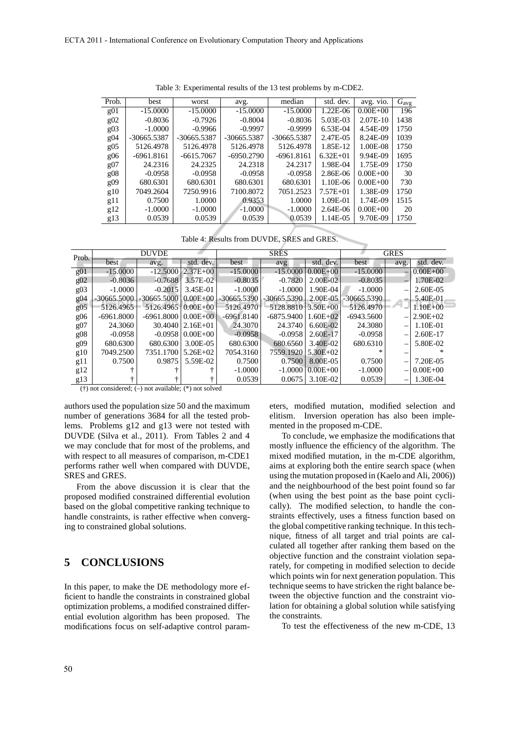Table 3: Experimental results of the 13 test problems by m-CDE2.

| Prob. | best | worst | avg. | median | std. dev. | avg. vio. | $G_{avg}$ |
|---|---|---|---|---|---|---|---|
| g01 | -15.0000 | -15.0000 | -15.0000 | -15.0000 | 1.22E-06 | 0.00E+00 | 196 |
| g02 | -0.8036 | -0.7926 | -0.8004 | -0.8036 | 5.03E-03 | 2.07E-10 | 1438 |
| g03 | -1.0000 | -0.9966 | -0.9997 | -0.9999 | 6.53E-04 | 4.54E-09 | 1750 |
| g04 | -30665.5387 | -30665.5387 | -30665.5387 | -30665.5387 | 2.47E-05 | 8.24E-09 | 1039 |
| g05 | 5126.4978 | 5126.4978 | 5126.4978 | 5126.4978 | 1.85E-12 | 1.00E-08 | 1750 |
| g06 | -6961.8161 | -6615.7067 | -6950.2790 | -6961.8161 | 6.32E+01 | 9.94E-09 | 1695 |
| g07 | 24.2316 | 24.2325 | 24.2318 | 24.2317 | 1.98E-04 | 1.75E-09 | 1750 |
| g08 | -0.0958 | -0.0958 | -0.0958 | -0.0958 | 2.86E-06 | 0.00E+00 | 30 |
| g09 | 680.6301 | 680.6301 | 680.6301 | 680.6301 | 1.10E-06 | 0.00E+00 | 730 |
| g10 | 7049.2604 | 7250.9916 | 7100.8072 | 7051.2523 | 7.57E+01 | 1.38E-09 | 1750 |
| g11 | 0.7500 | 1.0000 | 0.9353 | 1.0000 | 1.09E-01 | 1.74E-09 | 1515 |
| g12 | -1.0000 | -1.0000 | -1.0000 | -1.0000 | 2.64E-06 | 0.00E+00 | 20 |
| g13 | 0.0539 | 0.0539 | 0.0539 | 0.0539 | 1.14E-05 | 9.70E-09 | 1750 |

Table 4: Results from DUVDE, SRES and GRES.

| Prob. | DUVDE | | | SRES | | | GRES | | |
|---|---|---|---|---|---|---|---|---|---|
| | best | avg. | std. dev. | best | avg | std. dev. | best | avg. | std. dev. |
| g01 | -15.0000 | -12.5000 | 2.37E+00 | -15.0000 | -15.0000 | 0.00E+00 | -15.0000 | – | 0.00E+00 |
| g02 | -0.8036 | -0.7688 | 3.57E-02 | -0.8035 | -0.7820 | 2.00E-02 | -0.8035 | – | 1.70E-02 |
| g03 | -1.0000 | -0.2015 | 3.45E-01 | -1.0000 | -1.0000 | 1.90E-04 | -1.0000 | – | 2.60E-05 |
| g04 | -30665.5000 | -30665.5000 | 0.00E+00 | -30665.5390 | -30665.5390 | 2.00E-05 | -30665.5390 | – | 5.40E-01 |
| g05 | 5126.4965 | 5126.4965 | 0.00E+00 | 5126.4970 | 5128.8810 | 3.50E+00 | 5126.4970 | – | 1.10E+00 |
| g06 | -6961.8000 | -6961.8000 | 0.00E+00 | -6961.8140 | -6875.9400 | 1.60E+02 | -6943.5600 | – | 2.90E+02 |
| g07 | 24.3060 | 30.4040 | 2.16E+01 | 24.3070 | 24.3740 | 6.60E-02 | 24.3080 | – | 1.10E-01 |
| g08 | -0.0958 | -0.0958 | 0.00E+00 | -0.0958 | -0.0958 | 2.60E-17 | -0.0958 | – | 2.60E-17 |
| g09 | 680.6300 | 680.6300 | 3.00E-05 | 680.6300 | 680.6560 | 3.40E-02 | 680.6310 | – | 5.80E-02 |
| g10 | 7049.2500 | 7351.1700 | 5.26E+02 | 7054.3160 | 7559.1920 | 5.30E+02 | * | – | * |
| g11 | 0.7500 | 0.9875 | 5.59E-02 | 0.7500 | 0.7500 | 8.00E-05 | 0.7500 | – | 7.20E-05 |
| g12 | † | † | † | -1.0000 | -1.0000 | 0.00E+00 | -1.0000 | – | 0.00E+00 |
| g13 | † | † | † | 0.0539 | 0.0675 | 3.10E-02 | 0.0539 | – | 1.30E-04 |

(†) not considered; (–) not available; (*) not solved

authors used the population size 50 and the maximum number of generations 3684 for all the tested problems. Problems g12 and g13 were not tested with DUVDE (Silva et al., 2011). From Tables 2 and 4 we may conclude that for most of the problems, and with respect to all measures of comparison, m-CDE1 performs rather well when compared with DUVDE, SRES and GRES.

From the above discussion it is clear that the proposed modified constrained differential evolution based on the global competitive ranking technique to handle constraints, is rather effective when converging to constrained global solutions.

## 5 CONCLUSIONS

In this paper, to make the DE methodology more efficient to handle the constraints in constrained global optimization problems, a modified constrained differential evolution algorithm has been proposed. The modifications focus on self-adaptive control parameters, modified mutation, modified selection and elitism. Inversion operation has also been implemented in the proposed m-CDE.

To conclude, we emphasize the modifications that mostly influence the efficiency of the algorithm. The mixed modified mutation, in the m-CDE algorithm, aims at exploring both the entire search space (when using the mutation proposed in (Kaelo and Ali, 2006)) and the neighbourhood of the best point found so far (when using the best point as the base point cyclically). The modified selection, to handle the constraints effectively, uses a fitness function based on the global competitive ranking technique. In this technique, fitness of all target and trial points are calculated all together after ranking them based on the objective function and the constraint violation separately, for competing in modified selection to decide which points win for next generation population. This technique seems to have stricken the right balance between the objective function and the constraint violation for obtaining a global solution while satisfying the constraints.

To test the effectiveness of the new m-CDE, 13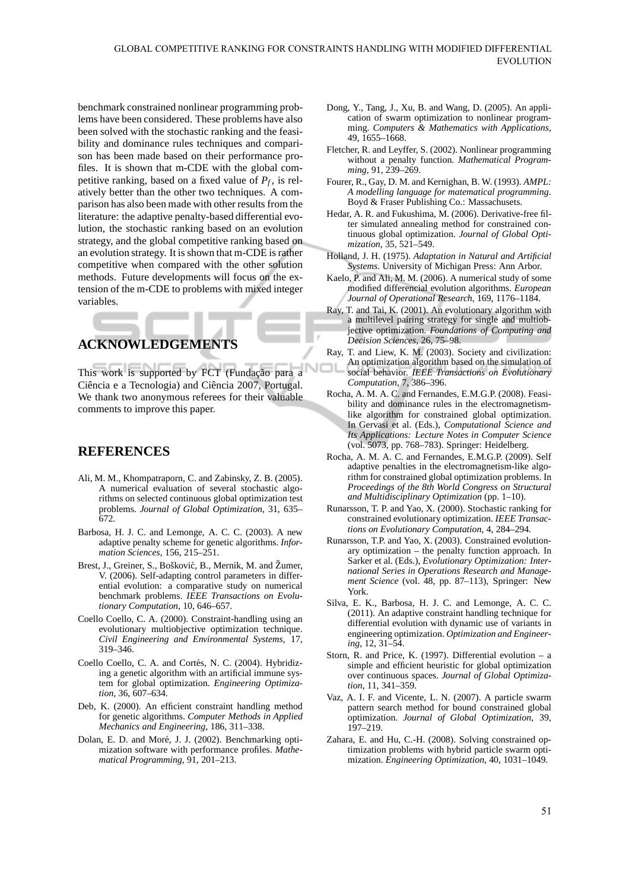benchmark constrained nonlinear programming problems have been considered. These problems have also been solved with the stochastic ranking and the feasibility and dominance rules techniques and comparison has been made based on their performance profiles. It is shown that m-CDE with the global competitive ranking, based on a fixed value of $P_f$, is relatively better than the other two techniques. A comparison has also been made with other results from the literature: the adaptive penalty-based differential evolution, the stochastic ranking based on an evolution strategy, and the global competitive ranking based on an evolution strategy. It is shown that m-CDE is rather competitive when compared with the other solution methods. Future developments will focus on the extension of the m-CDE to problems with mixed integer variables.

## ACKNOWLEDGEMENTS

This work is supported by FCT (Fundação para a Ciência e a Tecnologia) and Ciência 2007, Portugal. We thank two anonymous referees for their valuable comments to improve this paper.

## REFERENCES

Ali, M. M., Khompatraporn, C. and Zabinsky, Z. B. (2005). A numerical evaluation of several stochastic algorithms on selected continuous global optimization test problems. *Journal of Global Optimization*, 31, 635–672.

Barbosa, H. J. C. and Lemonge, A. C. C. (2003). A new adaptive penalty scheme for genetic algorithms. *Information Sciences*, 156, 215–251.

Brest, J., Greiner, S., Bošković, B., Mernik, M. and Žumer, V. (2006). Self-adapting control parameters in differential evolution: a comparative study on numerical benchmark problems. *IEEE Transactions on Evolutionary Computation*, 10, 646–657.

Coello Coello, C. A. (2000). Constraint-handling using an evolutionary multiobjective optimization technique. *Civil Engineering and Environmental Systems*, 17, 319–346.

Coello Coello, C. A. and Cortés, N. C. (2004). Hybridizing a genetic algorithm with an artificial immune system for global optimization. *Engineering Optimization*, 36, 607–634.

Deb, K. (2000). An efficient constraint handling method for genetic algorithms. *Computer Methods in Applied Mechanics and Engineering*, 186, 311–338.

Dolan, E. D. and Moré, J. J. (2002). Benchmarking optimization software with performance profiles. *Mathematical Programming*, 91, 201–213.

Dong, Y., Tang, J., Xu, B. and Wang, D. (2005). An application of swarm optimization to nonlinear programming. *Computers & Mathematics with Applications*, 49, 1655–1668.

Fletcher, R. and Leyffer, S. (2002). Nonlinear programming without a penalty function. *Mathematical Programming*, 91, 239–269.

Fourer, R., Gay, D. M. and Kernighan, B. W. (1993). *AMPL: A modelling language for matematical programming*. Boyd & Fraser Publishing Co.: Massachusets.

Hedar, A. R. and Fukushima, M. (2006). Derivative-free filter simulated annealing method for constrained continuous global optimization. *Journal of Global Optimization*, 35, 521–549.

Holland, J. H. (1975). *Adaptation in Natural and Artificial Systems*. University of Michigan Press: Ann Arbor.

Kaelo, P. and Ali, M. M. (2006). A numerical study of some modified differencial evolution algorithms. *European Journal of Operational Research*, 169, 1176–1184.

Ray, T. and Tai, K. (2001). An evolutionary algorithm with a multilevel pairing strategy for single and multiobjective optimization. *Foundations of Computing and Decision Sciences*, 26, 75–98.

Ray, T. and Liew, K. M. (2003). Society and civilization: An optimization algorithm based on the simulation of social behavior. *IEEE Transactions on Evolutionary Computation*, 7, 386–396.

Rocha, A. M. A. C. and Fernandes, E.M.G.P. (2008). Feasibility and dominance rules in the electromagnetism-like algorithm for constrained global optimization. In Gervasi et al. (Eds.), *Computational Science and Its Applications: Lecture Notes in Computer Science* (vol. 5073, pp. 768–783). Springer: Heidelberg.

Rocha, A. M. A. C. and Fernandes, E.M.G.P. (2009). Self adaptive penalties in the electromagnetism-like algorithm for constrained global optimization problems. In *Proceedings of the 8th World Congress on Structural and Multidisciplinary Optimization* (pp. 1–10).

Runarsson, T. P. and Yao, X. (2000). Stochastic ranking for constrained evolutionary optimization. *IEEE Transactions on Evolutionary Computation*, 4, 284–294.

Runarsson, T.P. and Yao, X. (2003). Constrained evolutionary optimization – the penalty function approach. In Sarker et al. (Eds.), *Evolutionary Optimization: International Series in Operations Research and Management Science* (vol. 48, pp. 87–113), Springer: New York.

Silva, E. K., Barbosa, H. J. C. and Lemonge, A. C. C. (2011). An adaptive constraint handling technique for differential evolution with dynamic use of variants in engineering optimization. *Optimization and Engineering*, 12, 31–54.

Storn, R. and Price, K. (1997). Differential evolution – a simple and efficient heuristic for global optimization over continuous spaces. *Journal of Global Optimization*, 11, 341–359.

Vaz, A. I. F. and Vicente, L. N. (2007). A particle swarm pattern search method for bound constrained global optimization. *Journal of Global Optimization*, 39, 197–219.

Zahara, E. and Hu, C.-H. (2008). Solving constrained optimization problems with hybrid particle swarm optimization. *Engineering Optimization*, 40, 1031–1049.